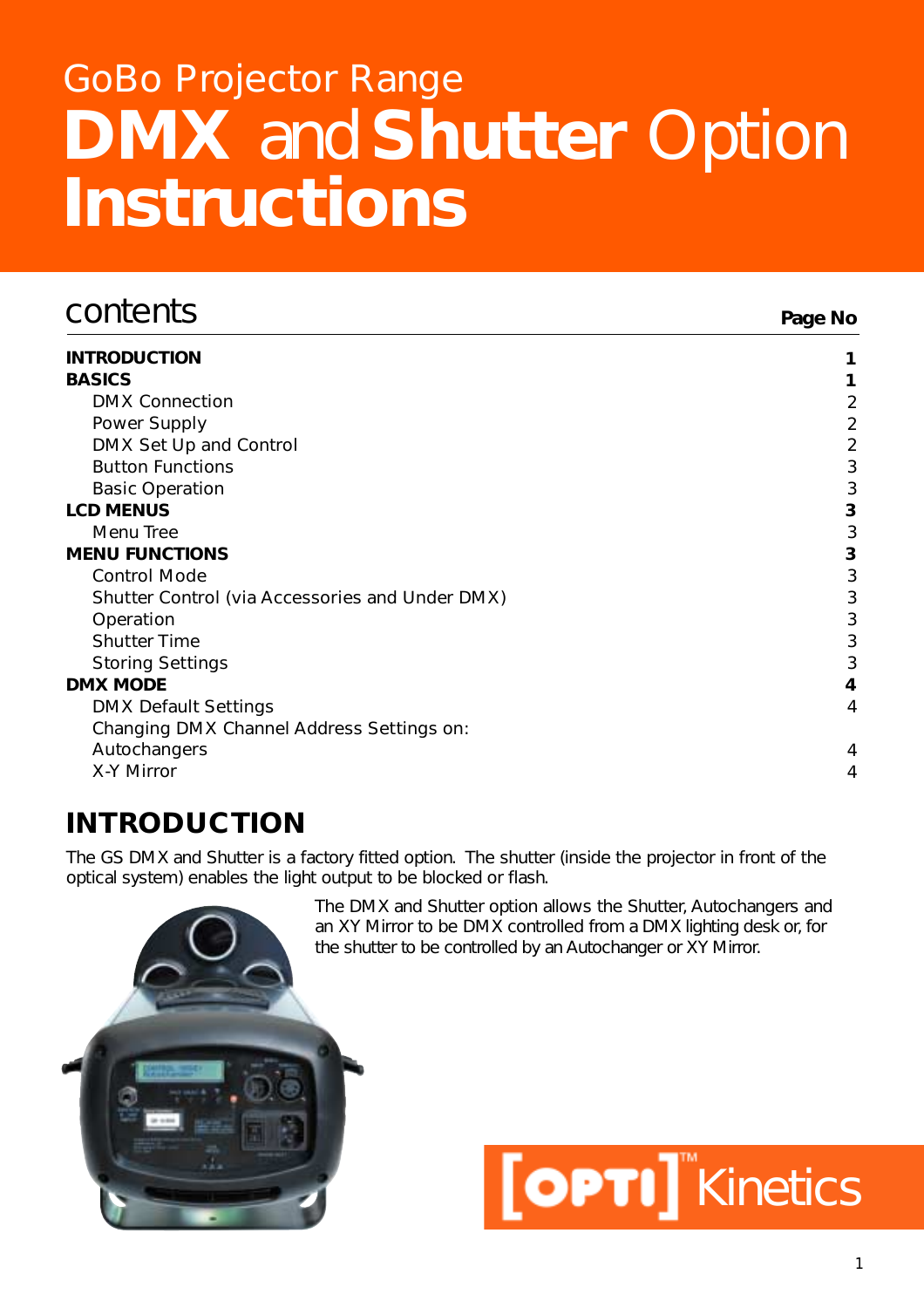# GoBo Projector Range

# DMX and Shutter Option Instructions

## contents

| | Page No |
|---|---|
| **INTRODUCTION** | **1** |
| **BASICS** | **1** |
| DMX Connection | 2 |
| Power Supply | 2 |
| DMX Set Up and Control | 2 |
| Button Functions | 3 |
| Basic Operation | 3 |
| **LCD MENUS** | **3** |
| Menu Tree | 3 |
| **MENU FUNCTIONS** | **3** |
| Control Mode | 3 |
| Shutter Control (via Accessories and Under DMX) | 3 |
| Operation | 3 |
| Shutter Time | 3 |
| Storing Settings | 3 |
| **DMX MODE** | **4** |
| DMX Default Settings | 4 |
| Changing DMX Channel Address Settings on: | |
| Autochangers | 4 |
| X-Y Mirror | 4 |

## INTRODUCTION

The GS DMX and Shutter is a factory fitted option. The shutter (inside the projector in front of the optical system) enables the light output to be blocked or flash.

The DMX and Shutter option allows the Shutter, Autochangers and an XY Mirror to be DMX controlled from a DMX lighting desk or, for the shutter to be controlled by an Autochanger or XY Mirror.

[OPTI]™ Kinetics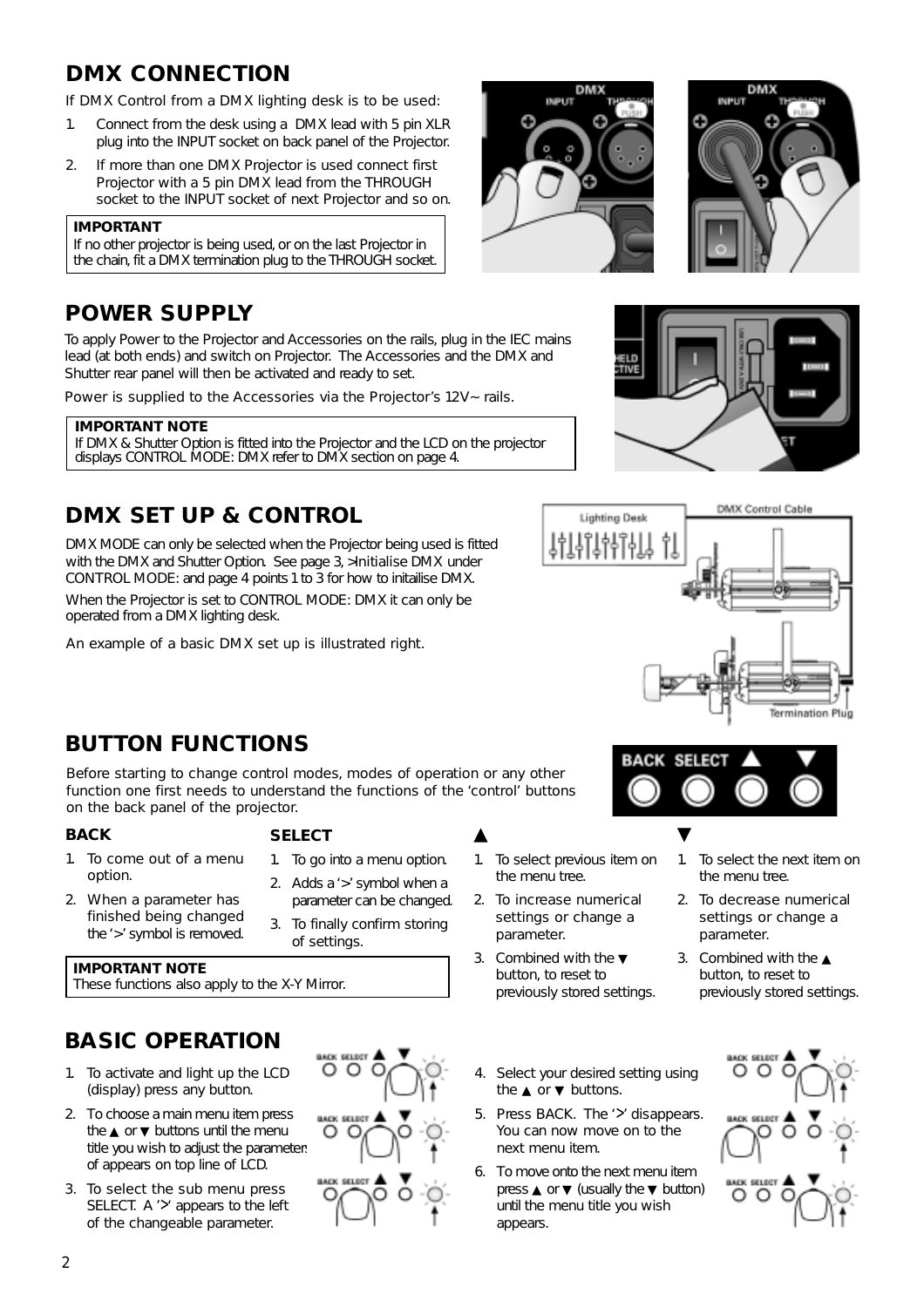## DMX CONNECTION

If DMX Control from a DMX lighting desk is to be used:

1. Connect from the desk using a DMX lead with 5 pin XLR plug into the INPUT socket on back panel of the Projector.
2. If more than one DMX Projector is used connect first Projector with a 5 pin DMX lead from the THROUGH socket to the INPUT socket of next Projector and so on.

**IMPORTANT**
If no other projector is being used, or on the last Projector in the chain, fit a DMX termination plug to the THROUGH socket.

## POWER SUPPLY

To apply Power to the Projector and Accessories on the rails, plug in the IEC mains lead (at both ends) and switch on Projector. The Accessories and the DMX and Shutter rear panel will then be activated and ready to set.

Power is supplied to the Accessories via the Projector's 12V~ rails.

**IMPORTANT NOTE**
If DMX & Shutter Option is fitted into the Projector and the LCD on the projector displays CONTROL MODE: DMX refer to DMX section on page 4.

## DMX SET UP & CONTROL

DMX MODE can only be selected when the Projector being used is fitted with the DMX and Shutter Option. See page 3, >Initialise DMX under CONTROL MODE: and page 4 points 1 to 3 for how to initailise DMX.

When the Projector is set to CONTROL MODE: DMX it can only be operated from a DMX lighting desk.

An example of a basic DMX set up is illustrated right.

## BUTTON FUNCTIONS

Before starting to change control modes, modes of operation or any other function one first needs to understand the functions of the 'control' buttons on the back panel of the projector.

### BACK

1. To come out of a menu option.
2. When a parameter has finished being changed the '>' symbol is removed.

### SELECT

1. To go into a menu option.
2. Adds a '>' symbol when a parameter can be changed.
3. To finally confirm storing of settings.

**IMPORTANT NOTE**
These functions also apply to the X-Y Mirror.

### ▲

1. To select previous item on the menu tree.
2. To increase numerical settings or change a parameter.
3. Combined with the ▼ button, to reset to previously stored settings.

### ▼

1. To select the next item on the menu tree.
2. To decrease numerical settings or change a parameter.
3. Combined with the ▲ button, to reset to previously stored settings.

## BASIC OPERATION

1. To activate and light up the LCD (display) press any button.
2. To choose a main menu item press the ▲ or ▼ buttons until the menu title you wish to adjust the parameters of appears on top line of LCD.
3. To select the sub menu press SELECT. A '>' appears to the left of the changeable parameter.
4. Select your desired setting using the ▲ or ▼ buttons.
5. Press BACK. The '>' disappears. You can now move on to the next menu item.
6. To move onto the next menu item press ▲ or ▼ (usually the ▼ button) until the menu title you wish appears.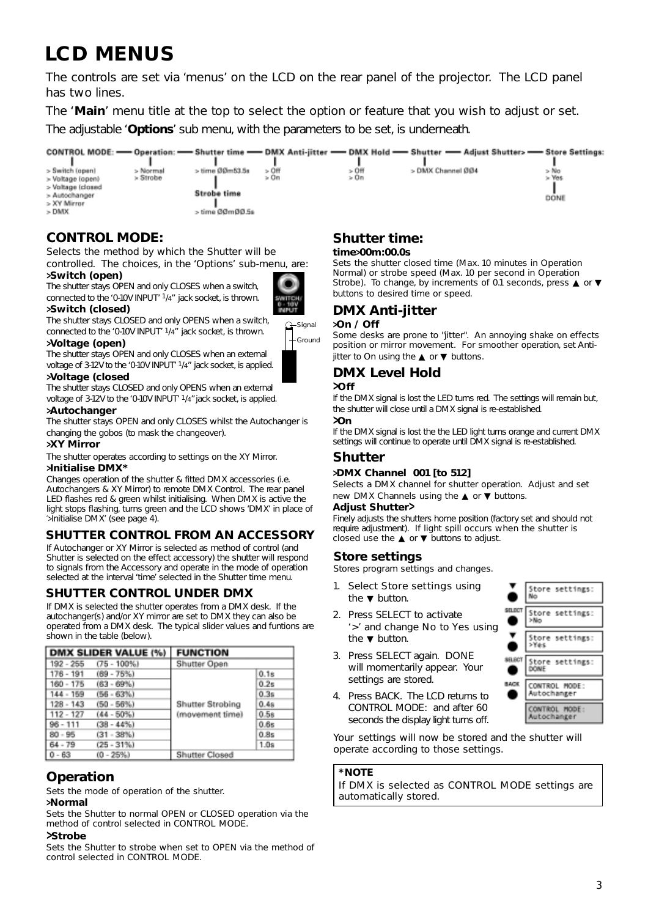# LCD MENUS

The controls are set via 'menus' on the LCD on the rear panel of the projector. The LCD panel has two lines.

The '**Main**' menu title at the top to select the option or feature that you wish to adjust or set.

The adjustable '**Options**' sub menu, with the parameters to be set, is underneath.

| CONTROL MODE: | Operation: | Shutter time | DMX Anti-jitter | DMX Hold | Shutter | Adjust Shutter> | Store Settings: |
|---|---|---|---|---|---|---|---|
| > Switch (open) | > Normal | > time ØØm53.5s | > Off | > Off | > DMX Channel ØØ4 | | > No |
| > Voltage (open) | > Strobe | | > On | > On | | | > Yes |
| > Voltage (closed | | Strobe time | | | | | |
| > Autochanger | | > time ØØmØØ.5s | | | | | DONE |
| > XY Mirror | | | | | | | |
| > DMX | | | | | | | |

## CONTROL MODE:

Selects the method by which the Shutter will be controlled. The choices, in the 'Options' sub-menu, are:

**>Switch (open)**

The shutter stays OPEN and only CLOSES when a switch, connected to the '0-10V INPUT' 1/4" jack socket, is thrown.

**>Switch (closed)**

The shutter stays CLOSED and only OPENS when a switch, connected to the '0-10V INPUT' 1/4" jack socket, is thrown.

SWITCH/ 0 - 10V INPUT

Signal

Ground

**>Voltage (open)**

The shutter stays OPEN and only CLOSES when an external voltage of 3-12V to the '0-10V INPUT' 1/4" jack socket, is applied.

**>Voltage (closed**

The shutter stays CLOSED and only OPENS when an external voltage of 3-12V to the '0-10V INPUT' 1/4" jack socket, is applied.

**>Autochanger**

The shutter stays OPEN and only CLOSES whilst the Autochanger is changing the gobos (to mask the changeover).

**>XY Mirror**

The shutter operates according to settings on the XY Mirror.

**>Initialise DMX***

Changes operation of the shutter & fitted DMX accessories (i.e. Autochangers & XY Mirror) to remote DMX Control. The rear panel LED flashes red & green whilst initialising. When DMX is active the light stops flashing, turns green and the LCD shows 'DMX' in place of '>Initialise DMX' (see page 4).

## SHUTTER CONTROL FROM AN ACCESSORY

If Autochanger or XY Mirror is selected as method of control (and Shutter is selected on the effect accessory) the shutter will respond to signals from the Accessory and operate in the mode of operation selected at the interval 'time' selected in the Shutter time menu.

## SHUTTER CONTROL UNDER DMX

If DMX is selected the shutter operates from a DMX desk. If the autochanger(s) and/or XY mirror are set to DMX they can also be operated from a DMX desk. The typical slider values and funtions are shown in the table (below).

| DMX SLIDER VALUE (%) | | FUNCTION | |
|---|---|---|---|
| 192 - 255 | (75 - 100%) | Shutter Open | |
| 176 - 191 | (69 - 75%) | Shutter Strobing (movement time) | 0.1s |
| 160 - 175 | (63 - 69%) | | 0.2s |
| 144 - 159 | (56 - 63%) | | 0.3s |
| 128 - 143 | (50 - 56%) | | 0.4s |
| 112 - 127 | (44 - 50%) | | 0.5s |
| 96 - 111 | (38 - 44%) | | 0.6s |
| 80 - 95 | (31 - 38%) | | 0.8s |
| 64 - 79 | (25 - 31%) | | 1.0s |
| 0 - 63 | (0 - 25%) | Shutter Closed | |

## Operation

Sets the mode of operation of the shutter.

**>Normal**

Sets the Shutter to normal OPEN or CLOSED operation via the method of control selected in CONTROL MODE.

**>Strobe**

Sets the Shutter to strobe when set to OPEN via the method of control selected in CONTROL MODE.

## Shutter time:

**time>00m:00.0s**

Sets the shutter closed time (Max. 10 minutes in Operation Normal) or strobe speed (Max. 10 per second in Operation Strobe). To change, by increments of 0.1 seconds, press ▲ or ▼ buttons to desired time or speed.

## DMX Anti-jitter

**>On / Off**

Some desks are prone to "jitter". An annoying shake on effects position or mirror movement. For smoother operation, set Anti-jitter to On using the ▲ or ▼ buttons.

## DMX Level Hold

**>Off**

If the DMX signal is lost the LED turns red. The settings will remain but, the shutter will close until a DMX signal is re-established.

**>On**

If the DMX signal is lost the the LED light turns orange and current DMX settings will continue to operate until DMX signal is re-established.

## Shutter

**>DMX Channel 001 [to 512]**

Selects a DMX channel for shutter operation. Adjust and set new DMX Channels using the ▲ or ▼ buttons.

**Adjust Shutter>**

Finely adjusts the shutters home position (factory set and should not require adjustment). If light spill occurs when the shutter is closed use the ▲ or ▼ buttons to adjust.

### Store settings

Stores program settings and changes.

1. Select Store settings using the ▼ button.
2. Press SELECT to activate '>' and change No to Yes using the ▼ button.
3. Press SELECT again. DONE will momentarily appear. Your settings are stored.
4. Press BACK. The LCD returns to CONTROL MODE: and after 60 seconds the display light turns off.

| Button | Display |
|---|---|
| ▼ | Store settings: No |
| SELECT | Store settings: >No |
| ▼ | Store settings: >Yes |
| SELECT | Store settings: DONE |
| BACK | CONTROL MODE: Autochanger |
| | CONTROL MODE: Autochanger |

Your settings will now be stored and the shutter will operate according to those settings.

***NOTE**

If DMX is selected as CONTROL MODE settings are automatically stored.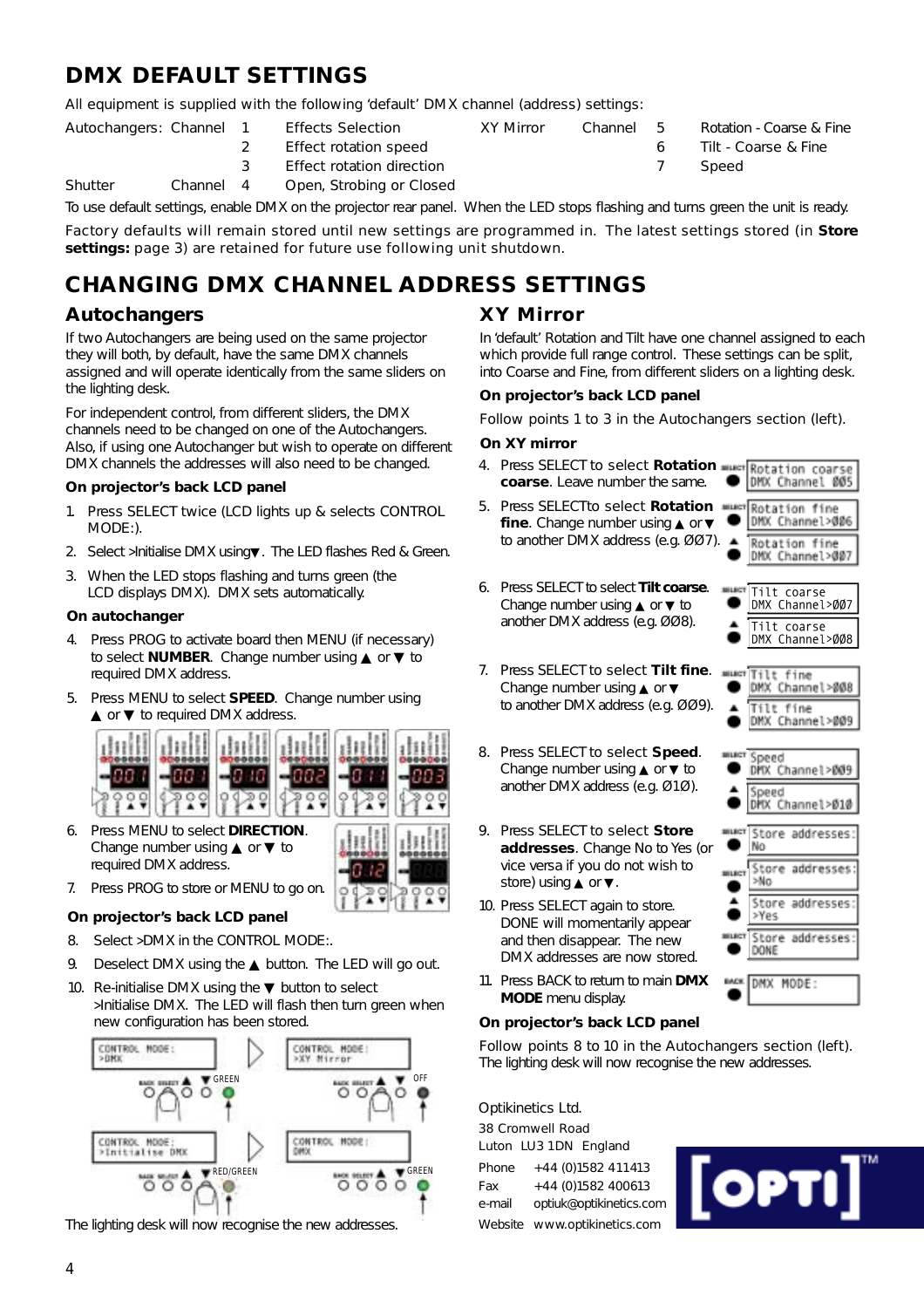# DMX DEFAULT SETTINGS

All equipment is supplied with the following 'default' DMX channel (address) settings:

| | | | | | | | |
|---|---|---|---|---|---|---|---|
| Autochangers: | Channel | 1 | Effects Selection | XY Mirror | Channel | 5 | Rotation - Coarse & Fine |
| | | 2 | Effect rotation speed | | | 6 | Tilt - Coarse & Fine |
| | | 3 | Effect rotation direction | | | 7 | Speed |
| Shutter | Channel | 4 | Open, Strobing or Closed | | | | |

To use default settings, enable DMX on the projector rear panel. When the LED stops flashing and turns green the unit is ready.

Factory defaults will remain stored until new settings are programmed in. The latest settings stored (in **Store settings:** page 3) are retained for future use following unit shutdown.

# CHANGING DMX CHANNEL ADDRESS SETTINGS

## Autochangers

If two Autochangers are being used on the same projector they will both, by default, have the same DMX channels assigned and will operate identically from the same sliders on the lighting desk.

For independent control, from different sliders, the DMX channels need to be changed on one of the Autochangers. Also, if using one Autochanger but wish to operate on different DMX channels the addresses will also need to be changed.

### On projector's back LCD panel

1. Press SELECT twice (LCD lights up & selects CONTROL MODE:).
2. Select >Initialise DMX using▼. The LED flashes Red & Green.
3. When the LED stops flashing and turns green (the LCD displays DMX). DMX sets automatically.

### On autochanger

4. Press PROG to activate board then MENU (if necessary) to select **NUMBER**. Change number using ▲ or ▼ to required DMX address.
5. Press MENU to select **SPEED**. Change number using ▲ or ▼ to required DMX address.

001 001 010 002 011 003

6. Press MENU to select **DIRECTION**. Change number using ▲ or ▼ to required DMX address.
7. Press PROG to store or MENU to go on.

012 000

### On projector's back LCD panel

8. Select >DMX in the CONTROL MODE:.
9. Deselect DMX using the ▲ button. The LED will go out.
10. Re-initialise DMX using the ▼ button to select >Initialise DMX. The LED will flash then turn green when new configuration has been stored.

CONTROL MODE: >DMX — GREEN
CONTROL MODE: >XY Mirror — OFF
CONTROL MODE: >Initialise DMX — RED/GREEN
CONTROL MODE: DMX — GREEN

The lighting desk will now recognise the new addresses.

## XY Mirror

In 'default' Rotation and Tilt have one channel assigned to each which provide full range control. These settings can be split, into Coarse and Fine, from different sliders on a lighting desk.

### On projector's back LCD panel

Follow points 1 to 3 in the Autochangers section (left).

### On XY mirror

4. Press SELECT to select **Rotation coarse**. Leave number the same.
   Rotation coarse DMX Channel 005
5. Press SELECTto select **Rotation fine**. Change number using ▲ or ▼ to another DMX address (e.g. 007).
   Rotation fine DMX Channel>006
   Rotation fine DMX Channel>007
6. Press SELECT to select **Tilt coarse**. Change number using ▲ or ▼ to another DMX address (e.g. 008).
   Tilt coarse DMX Channel>007
   Tilt coarse DMX Channel>008
7. Press SELECT to select **Tilt fine**. Change number using ▲ or ▼ to another DMX address (e.g. 009).
   Tilt fine DMX Channel>008
   Tilt fine DMX Channel>009
8. Press SELECT to select **Speed**. Change number using ▲ or ▼ to another DMX address (e.g. 010).
   Speed DMX Channel>009
   Speed DMX Channel>010
9. Press SELECT to select **Store addresses**. Change No to Yes (or vice versa if you do not wish to store) using ▲ or ▼.
   Store addresses: No
   Store addresses: >No
   Store addresses: >Yes
10. Press SELECT again to store. DONE will momentarily appear and then disappear. The new DMX addresses are now stored.
    Store addresses: DONE
11. Press BACK to return to main **DMX MODE** menu display.
    DMX MODE:

### On projector's back LCD panel

Follow points 8 to 10 in the Autochangers section (left). The lighting desk will now recognise the new addresses.

Optikinetics Ltd.
38 Cromwell Road
Luton LU3 1DN England

Phone +44 (0)1582 411413
Fax +44 (0)1582 400613
e-mail optiuk@optikinetics.com
Website www.optikinetics.com

[OPTI]™